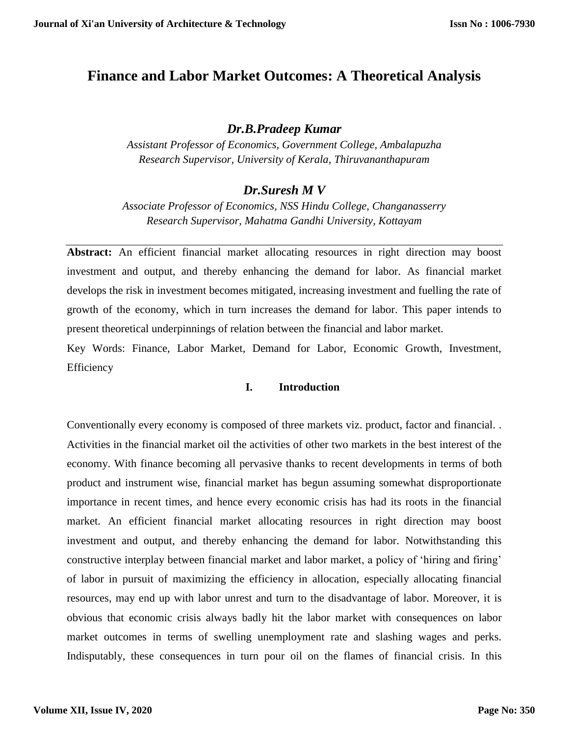# Finance and Labor Market Outcomes: A Theoretical Analysis

***Dr.B.Pradeep Kumar***

*Assistant Professor of Economics, Government College, Ambalapuzha*
*Research Supervisor, University of Kerala, Thiruvananthapuram*

***Dr.Suresh M V***

*Associate Professor of Economics, NSS Hindu College, Changanasserry*
*Research Supervisor, Mahatma Gandhi University, Kottayam*

---

**Abstract:** An efficient financial market allocating resources in right direction may boost investment and output, and thereby enhancing the demand for labor. As financial market develops the risk in investment becomes mitigated, increasing investment and fuelling the rate of growth of the economy, which in turn increases the demand for labor. This paper intends to present theoretical underpinnings of relation between the financial and labor market.

Key Words: Finance, Labor Market, Demand for Labor, Economic Growth, Investment, Efficiency

## I. Introduction

Conventionally every economy is composed of three markets viz. product, factor and financial. . Activities in the financial market oil the activities of other two markets in the best interest of the economy. With finance becoming all pervasive thanks to recent developments in terms of both product and instrument wise, financial market has begun assuming somewhat disproportionate importance in recent times, and hence every economic crisis has had its roots in the financial market. An efficient financial market allocating resources in right direction may boost investment and output, and thereby enhancing the demand for labor. Notwithstanding this constructive interplay between financial market and labor market, a policy of 'hiring and firing' of labor in pursuit of maximizing the efficiency in allocation, especially allocating financial resources, may end up with labor unrest and turn to the disadvantage of labor. Moreover, it is obvious that economic crisis always badly hit the labor market with consequences on labor market outcomes in terms of swelling unemployment rate and slashing wages and perks. Indisputably, these consequences in turn pour oil on the flames of financial crisis. In this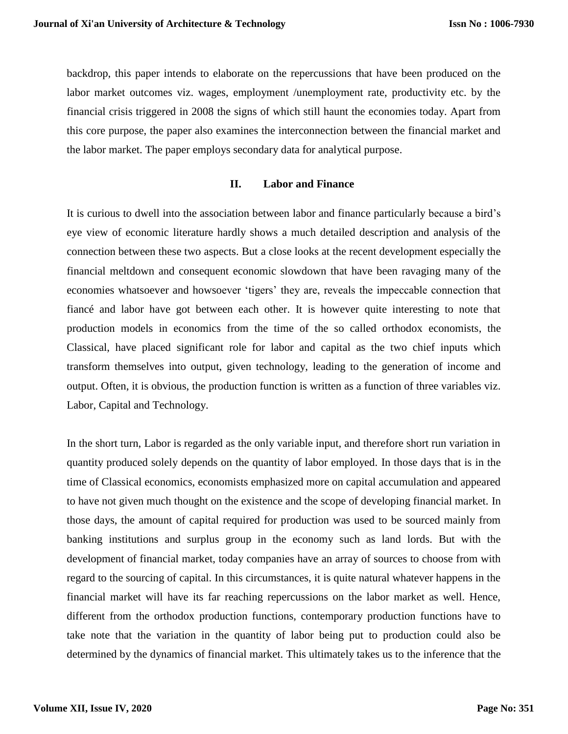backdrop, this paper intends to elaborate on the repercussions that have been produced on the labor market outcomes viz. wages, employment /unemployment rate, productivity etc. by the financial crisis triggered in 2008 the signs of which still haunt the economies today. Apart from this core purpose, the paper also examines the interconnection between the financial market and the labor market. The paper employs secondary data for analytical purpose.

## II. Labor and Finance

It is curious to dwell into the association between labor and finance particularly because a bird's eye view of economic literature hardly shows a much detailed description and analysis of the connection between these two aspects. But a close looks at the recent development especially the financial meltdown and consequent economic slowdown that have been ravaging many of the economies whatsoever and howsoever 'tigers' they are, reveals the impeccable connection that fiancé and labor have got between each other. It is however quite interesting to note that production models in economics from the time of the so called orthodox economists, the Classical, have placed significant role for labor and capital as the two chief inputs which transform themselves into output, given technology, leading to the generation of income and output. Often, it is obvious, the production function is written as a function of three variables viz. Labor, Capital and Technology.

In the short turn, Labor is regarded as the only variable input, and therefore short run variation in quantity produced solely depends on the quantity of labor employed. In those days that is in the time of Classical economics, economists emphasized more on capital accumulation and appeared to have not given much thought on the existence and the scope of developing financial market. In those days, the amount of capital required for production was used to be sourced mainly from banking institutions and surplus group in the economy such as land lords. But with the development of financial market, today companies have an array of sources to choose from with regard to the sourcing of capital. In this circumstances, it is quite natural whatever happens in the financial market will have its far reaching repercussions on the labor market as well. Hence, different from the orthodox production functions, contemporary production functions have to take note that the variation in the quantity of labor being put to production could also be determined by the dynamics of financial market. This ultimately takes us to the inference that the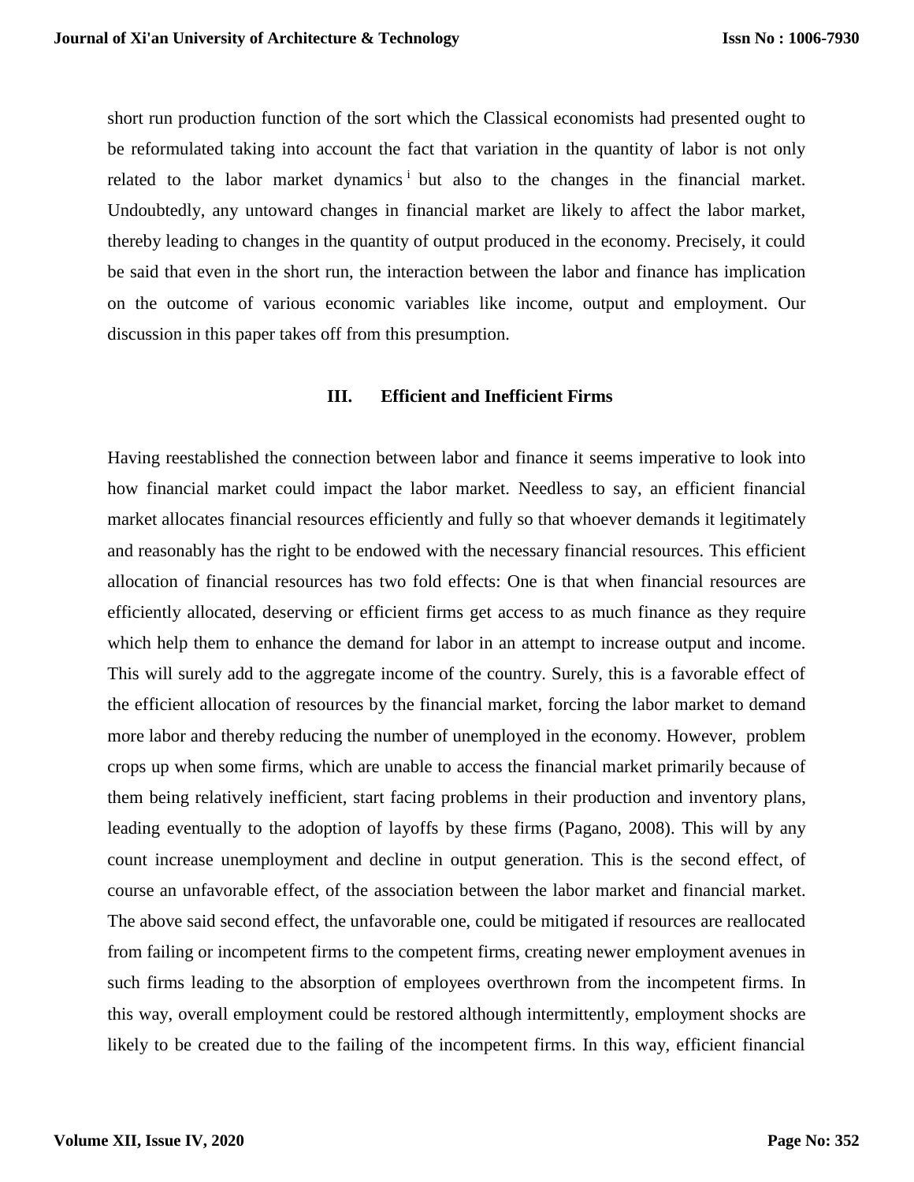short run production function of the sort which the Classical economists had presented ought to be reformulated taking into account the fact that variation in the quantity of labor is not only related to the labor market dynamics[i] but also to the changes in the financial market. Undoubtedly, any untoward changes in financial market are likely to affect the labor market, thereby leading to changes in the quantity of output produced in the economy. Precisely, it could be said that even in the short run, the interaction between the labor and finance has implication on the outcome of various economic variables like income, output and employment. Our discussion in this paper takes off from this presumption.

## III. Efficient and Inefficient Firms

Having reestablished the connection between labor and finance it seems imperative to look into how financial market could impact the labor market. Needless to say, an efficient financial market allocates financial resources efficiently and fully so that whoever demands it legitimately and reasonably has the right to be endowed with the necessary financial resources. This efficient allocation of financial resources has two fold effects: One is that when financial resources are efficiently allocated, deserving or efficient firms get access to as much finance as they require which help them to enhance the demand for labor in an attempt to increase output and income. This will surely add to the aggregate income of the country. Surely, this is a favorable effect of the efficient allocation of resources by the financial market, forcing the labor market to demand more labor and thereby reducing the number of unemployed in the economy. However, problem crops up when some firms, which are unable to access the financial market primarily because of them being relatively inefficient, start facing problems in their production and inventory plans, leading eventually to the adoption of layoffs by these firms (Pagano, 2008). This will by any count increase unemployment and decline in output generation. This is the second effect, of course an unfavorable effect, of the association between the labor market and financial market. The above said second effect, the unfavorable one, could be mitigated if resources are reallocated from failing or incompetent firms to the competent firms, creating newer employment avenues in such firms leading to the absorption of employees overthrown from the incompetent firms. In this way, overall employment could be restored although intermittently, employment shocks are likely to be created due to the failing of the incompetent firms. In this way, efficient financial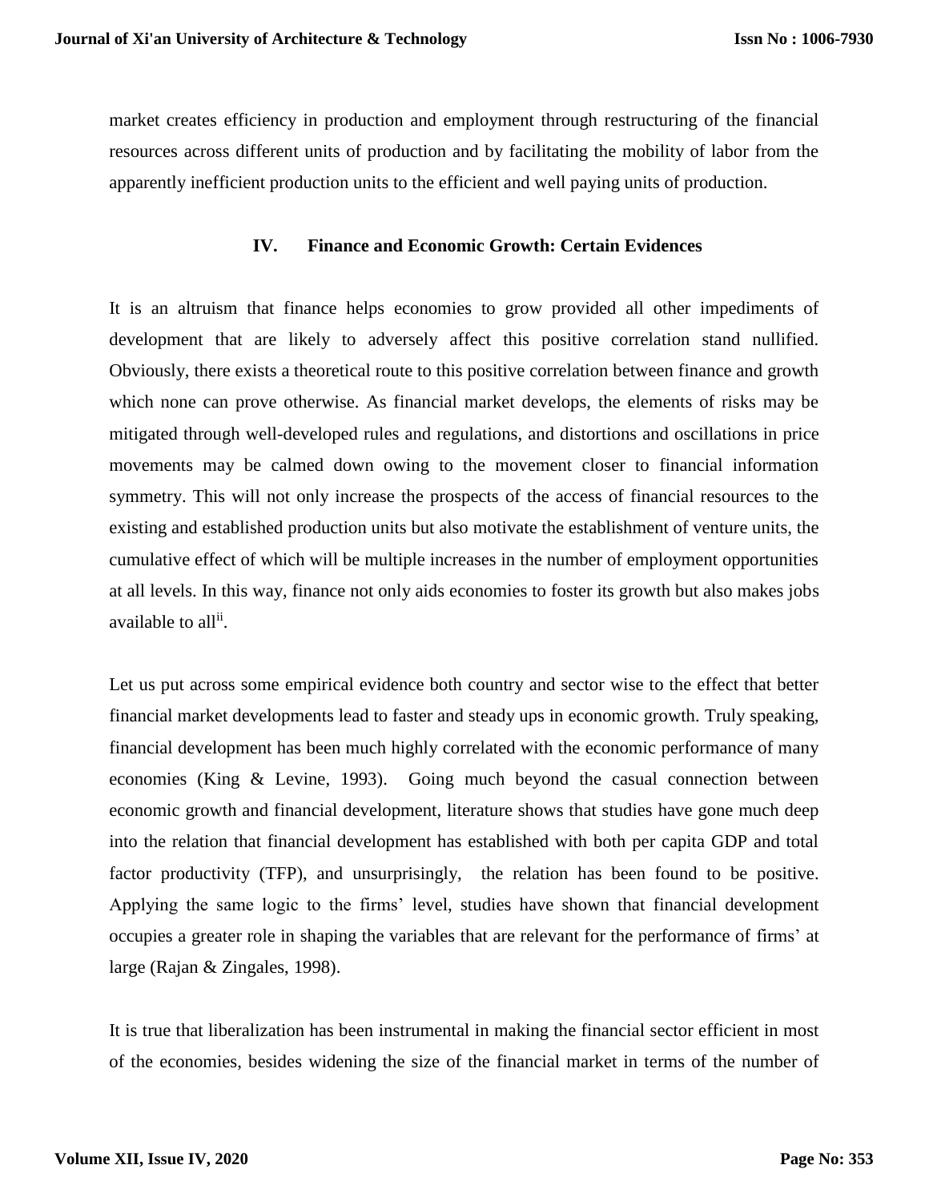market creates efficiency in production and employment through restructuring of the financial resources across different units of production and by facilitating the mobility of labor from the apparently inefficient production units to the efficient and well paying units of production.

## IV. Finance and Economic Growth: Certain Evidences

It is an altruism that finance helps economies to grow provided all other impediments of development that are likely to adversely affect this positive correlation stand nullified. Obviously, there exists a theoretical route to this positive correlation between finance and growth which none can prove otherwise. As financial market develops, the elements of risks may be mitigated through well-developed rules and regulations, and distortions and oscillations in price movements may be calmed down owing to the movement closer to financial information symmetry. This will not only increase the prospects of the access of financial resources to the existing and established production units but also motivate the establishment of venture units, the cumulative effect of which will be multiple increases in the number of employment opportunities at all levels. In this way, finance not only aids economies to foster its growth but also makes jobs available to all[ii].

Let us put across some empirical evidence both country and sector wise to the effect that better financial market developments lead to faster and steady ups in economic growth. Truly speaking, financial development has been much highly correlated with the economic performance of many economies (King & Levine, 1993). Going much beyond the casual connection between economic growth and financial development, literature shows that studies have gone much deep into the relation that financial development has established with both per capita GDP and total factor productivity (TFP), and unsurprisingly, the relation has been found to be positive. Applying the same logic to the firms' level, studies have shown that financial development occupies a greater role in shaping the variables that are relevant for the performance of firms' at large (Rajan & Zingales, 1998).

It is true that liberalization has been instrumental in making the financial sector efficient in most of the economies, besides widening the size of the financial market in terms of the number of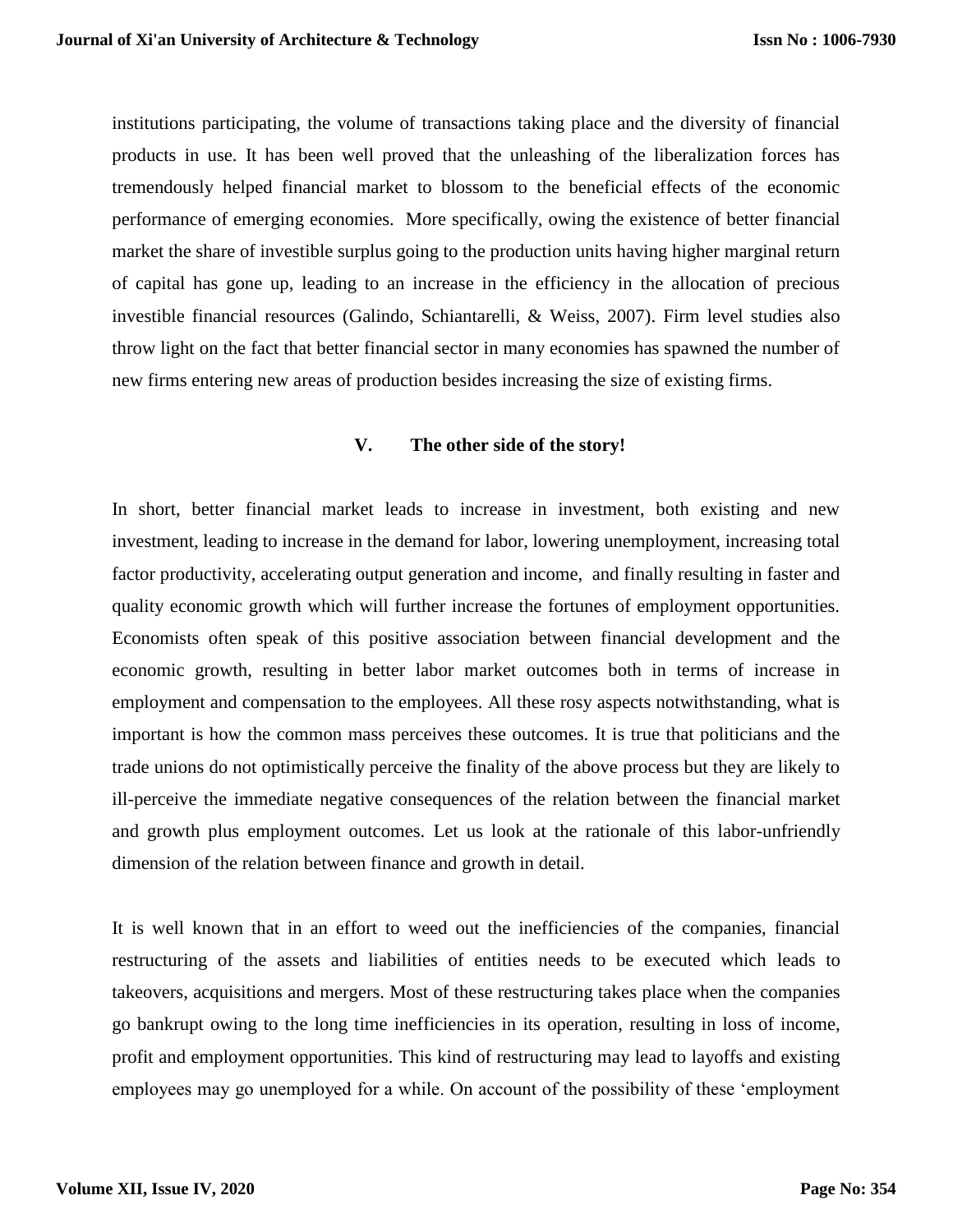institutions participating, the volume of transactions taking place and the diversity of financial products in use. It has been well proved that the unleashing of the liberalization forces has tremendously helped financial market to blossom to the beneficial effects of the economic performance of emerging economies. More specifically, owing the existence of better financial market the share of investible surplus going to the production units having higher marginal return of capital has gone up, leading to an increase in the efficiency in the allocation of precious investible financial resources (Galindo, Schiantarelli, & Weiss, 2007). Firm level studies also throw light on the fact that better financial sector in many economies has spawned the number of new firms entering new areas of production besides increasing the size of existing firms.

## V. The other side of the story!

In short, better financial market leads to increase in investment, both existing and new investment, leading to increase in the demand for labor, lowering unemployment, increasing total factor productivity, accelerating output generation and income, and finally resulting in faster and quality economic growth which will further increase the fortunes of employment opportunities. Economists often speak of this positive association between financial development and the economic growth, resulting in better labor market outcomes both in terms of increase in employment and compensation to the employees. All these rosy aspects notwithstanding, what is important is how the common mass perceives these outcomes. It is true that politicians and the trade unions do not optimistically perceive the finality of the above process but they are likely to ill-perceive the immediate negative consequences of the relation between the financial market and growth plus employment outcomes. Let us look at the rationale of this labor-unfriendly dimension of the relation between finance and growth in detail.

It is well known that in an effort to weed out the inefficiencies of the companies, financial restructuring of the assets and liabilities of entities needs to be executed which leads to takeovers, acquisitions and mergers. Most of these restructuring takes place when the companies go bankrupt owing to the long time inefficiencies in its operation, resulting in loss of income, profit and employment opportunities. This kind of restructuring may lead to layoffs and existing employees may go unemployed for a while. On account of the possibility of these 'employment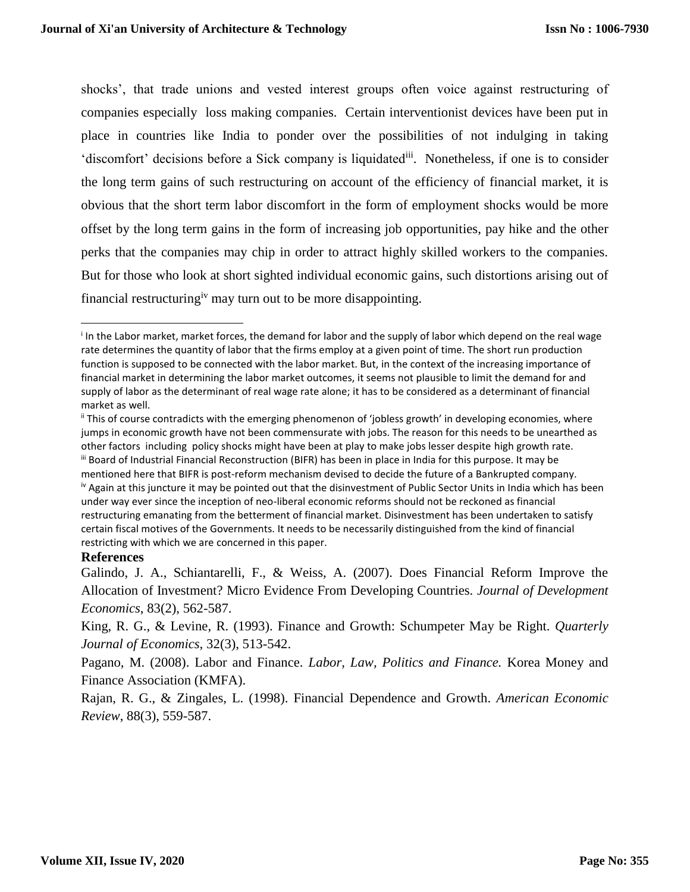shocks', that trade unions and vested interest groups often voice against restructuring of companies especially loss making companies. Certain interventionist devices have been put in place in countries like India to ponder over the possibilities of not indulging in taking 'discomfort' decisions before a Sick company is liquidated[iii]. Nonetheless, if one is to consider the long term gains of such restructuring on account of the efficiency of financial market, it is obvious that the short term labor discomfort in the form of employment shocks would be more offset by the long term gains in the form of increasing job opportunities, pay hike and the other perks that the companies may chip in order to attract highly skilled workers to the companies. But for those who look at short sighted individual economic gains, such distortions arising out of financial restructuring[iv] may turn out to be more disappointing.

---

[i] In the Labor market, market forces, the demand for labor and the supply of labor which depend on the real wage rate determines the quantity of labor that the firms employ at a given point of time. The short run production function is supposed to be connected with the labor market. But, in the context of the increasing importance of financial market in determining the labor market outcomes, it seems not plausible to limit the demand for and supply of labor as the determinant of real wage rate alone; it has to be considered as a determinant of financial market as well.

[ii] This of course contradicts with the emerging phenomenon of 'jobless growth' in developing economies, where jumps in economic growth have not been commensurate with jobs. The reason for this needs to be unearthed as other factors including policy shocks might have been at play to make jobs lesser despite high growth rate.

[iii] Board of Industrial Financial Reconstruction (BIFR) has been in place in India for this purpose. It may be mentioned here that BIFR is post-reform mechanism devised to decide the future of a Bankrupted company.

[iv] Again at this juncture it may be pointed out that the disinvestment of Public Sector Units in India which has been under way ever since the inception of neo-liberal economic reforms should not be reckoned as financial restructuring emanating from the betterment of financial market. Disinvestment has been undertaken to satisfy certain fiscal motives of the Governments. It needs to be necessarily distinguished from the kind of financial restricting with which we are concerned in this paper.

## References

Galindo, J. A., Schiantarelli, F., & Weiss, A. (2007). Does Financial Reform Improve the Allocation of Investment? Micro Evidence From Developing Countries. *Journal of Development Economics*, 83(2), 562-587.

King, R. G., & Levine, R. (1993). Finance and Growth: Schumpeter May be Right. *Quarterly Journal of Economics*, 32(3), 513-542.

Pagano, M. (2008). Labor and Finance. *Labor, Law, Politics and Finance.* Korea Money and Finance Association (KMFA).

Rajan, R. G., & Zingales, L. (1998). Financial Dependence and Growth. *American Economic Review*, 88(3), 559-587.